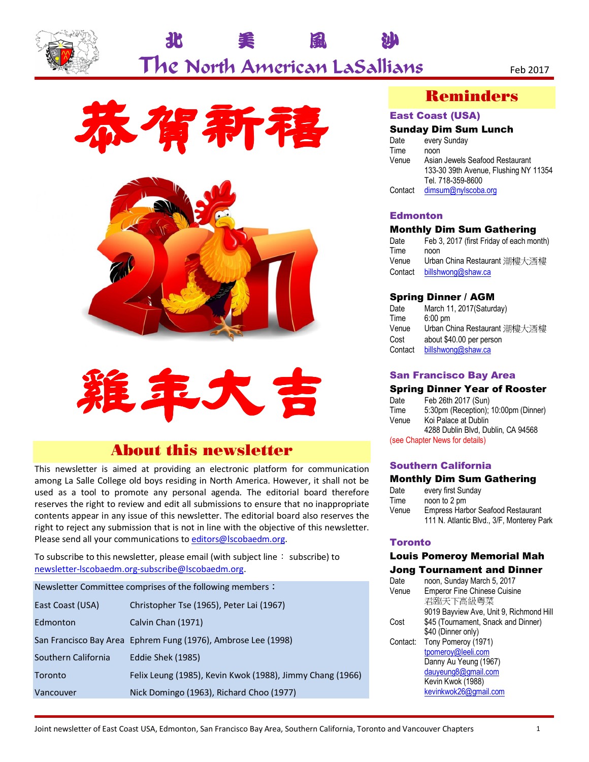# 北 美 喇 沙

# The North American LaSallians

Feb 2017

恭賀新禧

雞年大吉

## About this newsletter

This newsletter is aimed at providing an electronic platform for communication among La Salle College old boys residing in North America. However, it shall not be used as a tool to promote any personal agenda. The editorial board therefore reserves the right to review and edit all submissions to ensure that no inappropriate contents appear in any issue of this newsletter. The editorial board also reserves the right to reject any submission that is not in line with the objective of this newsletter. Please send all your communications to editors@lscobaedm.org.

To subscribe to this newsletter, please email (with subject line： subscribe) to newsletter-lscobaedm.org-subscribe@lscobaedm.org.

| Newsletter Committee comprises of the following members： | |
|---|---|
| East Coast (USA) | Christopher Tse (1965), Peter Lai (1967) |
| Edmonton | Calvin Chan (1971) |
| San Francisco Bay Area | Ephrem Fung (1976), Ambrose Lee (1998) |
| Southern California | Eddie Shek (1985) |
| Toronto | Felix Leung (1985), Kevin Kwok (1988), Jimmy Chang (1966) |
| Vancouver | Nick Domingo (1963), Richard Choo (1977) |

## Reminders

### East Coast (USA)

**Sunday Dim Sum Lunch**

Date: every Sunday
Time: noon
Venue: Asian Jewels Seafood Restaurant
133-30 39th Avenue, Flushing NY 11354
Tel. 718-359-8600
Contact: dimsum@nylscoba.org

### Edmonton

**Monthly Dim Sum Gathering**

Date: Feb 3, 2017 (first Friday of each month)
Time: noon
Venue: Urban China Restaurant 潮樓大酒樓
Contact: billshwong@shaw.ca

**Spring Dinner / AGM**

Date: March 11, 2017(Saturday)
Time: 6:00 pm
Venue: Urban China Restaurant 潮樓大酒樓
Cost: about $40.00 per person
Contact: billshwong@shaw.ca

### San Francisco Bay Area

**Spring Dinner Year of Rooster**

Date: Feb 26th 2017 (Sun)
Time: 5:30pm (Reception); 10:00pm (Dinner)
Venue: Koi Palace at Dublin
4288 Dublin Blvd, Dublin, CA 94568
(see Chapter News for details)

### Southern California

**Monthly Dim Sum Gathering**

Date: every first Sunday
Time: noon to 2 pm
Venue: Empress Harbor Seafood Restaurant
111 N. Atlantic Blvd., 3/F, Monterey Park

### Toronto

**Louis Pomeroy Memorial Mah Jong Tournament and Dinner**

Date: noon, Sunday March 5, 2017
Venue: Emperor Fine Chinese Cuisine
君臨天下高級粵菜
9019 Bayview Ave, Unit 9, Richmond Hill
Cost: $45 (Tournament, Snack and Dinner)
$40 (Dinner only)
Contact: Tony Pomeroy (1971)
tpomeroy@leeli.com
Danny Au Yeung (1967)
dauyeung8@gmail.com
Kevin Kwok (1988)
kevinkwok26@gmail.com

Joint newsletter of East Coast USA, Edmonton, San Francisco Bay Area, Southern California, Toronto and Vancouver Chapters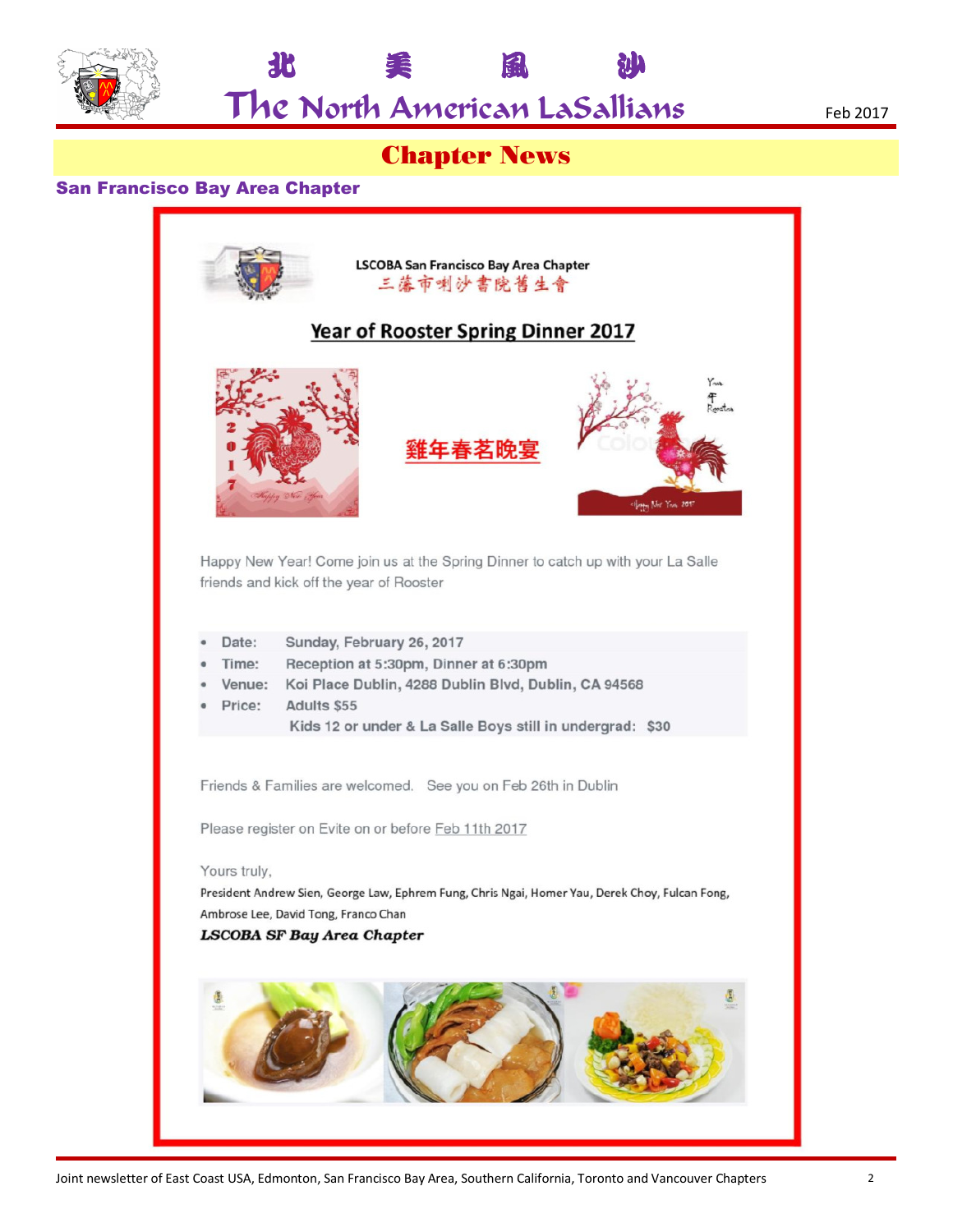# 北 美 風 沙

# The North American LaSallians

Feb 2017

## Chapter News

### San Francisco Bay Area Chapter

LSCOBA San Francisco Bay Area Chapter
三藩市喇沙書院舊生會

**Year of Rooster Spring Dinner 2017**

雞年春茗晚宴

Happy New Year! Come join us at the Spring Dinner to catch up with your La Salle friends and kick off the year of Rooster

- Date: Sunday, February 26, 2017
- Time: Reception at 5:30pm, Dinner at 6:30pm
- Venue: Koi Place Dublin, 4288 Dublin Blvd, Dublin, CA 94568
- Price: Adults $55
  Kids 12 or under & La Salle Boys still in undergrad: $30

Friends & Families are welcomed. See you on Feb 26th in Dublin

Please register on Evite on or before Feb 11th 2017

Yours truly,

President Andrew Sien, George Law, Ephrem Fung, Chris Ngai, Homer Yau, Derek Choy, Fulcan Fong, Ambrose Lee, David Tong, Franco Chan

***LSCOBA SF Bay Area Chapter***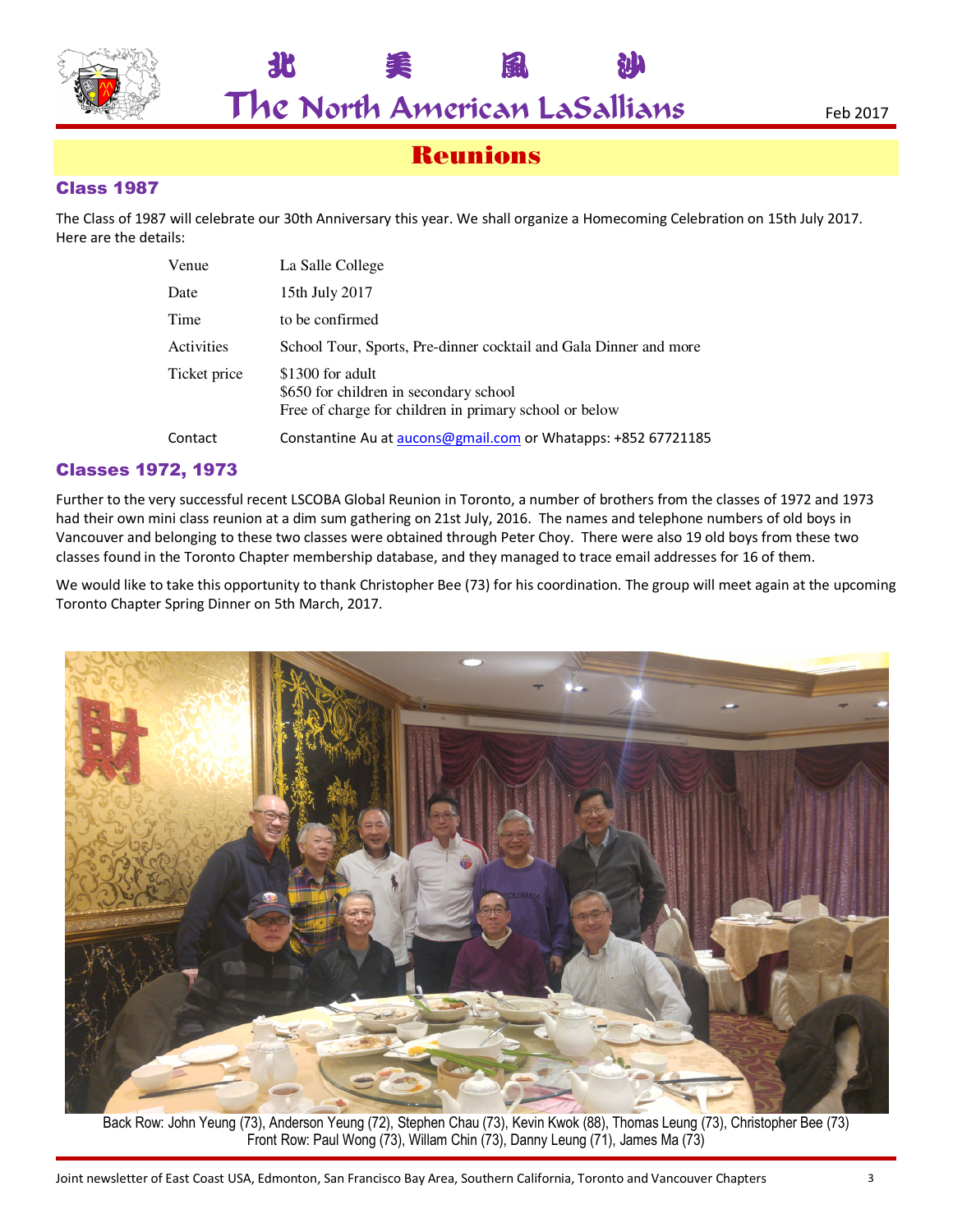# 北美風沙

# The North American LaSallians

Feb 2017

## Reunions

### Class 1987

The Class of 1987 will celebrate our 30th Anniversary this year. We shall organize a Homecoming Celebration on 15th July 2017. Here are the details:

| | |
|---|---|
| Venue | La Salle College |
| Date | 15th July 2017 |
| Time | to be confirmed |
| Activities | School Tour, Sports, Pre-dinner cocktail and Gala Dinner and more |
| Ticket price | $1300 for adult<br>$650 for children in secondary school<br>Free of charge for children in primary school or below |
| Contact | Constantine Au at aucons@gmail.com or Whatapps: +852 67721185 |

### Classes 1972, 1973

Further to the very successful recent LSCOBA Global Reunion in Toronto, a number of brothers from the classes of 1972 and 1973 had their own mini class reunion at a dim sum gathering on 21st July, 2016. The names and telephone numbers of old boys in Vancouver and belonging to these two classes were obtained through Peter Choy. There were also 19 old boys from these two classes found in the Toronto Chapter membership database, and they managed to trace email addresses for 16 of them.

We would like to take this opportunity to thank Christopher Bee (73) for his coordination. The group will meet again at the upcoming Toronto Chapter Spring Dinner on 5th March, 2017.

Back Row: John Yeung (73), Anderson Yeung (72), Stephen Chau (73), Kevin Kwok (88), Thomas Leung (73), Christopher Bee (73)
Front Row: Paul Wong (73), Willam Chin (73), Danny Leung (71), James Ma (73)

Joint newsletter of East Coast USA, Edmonton, San Francisco Bay Area, Southern California, Toronto and Vancouver Chapters